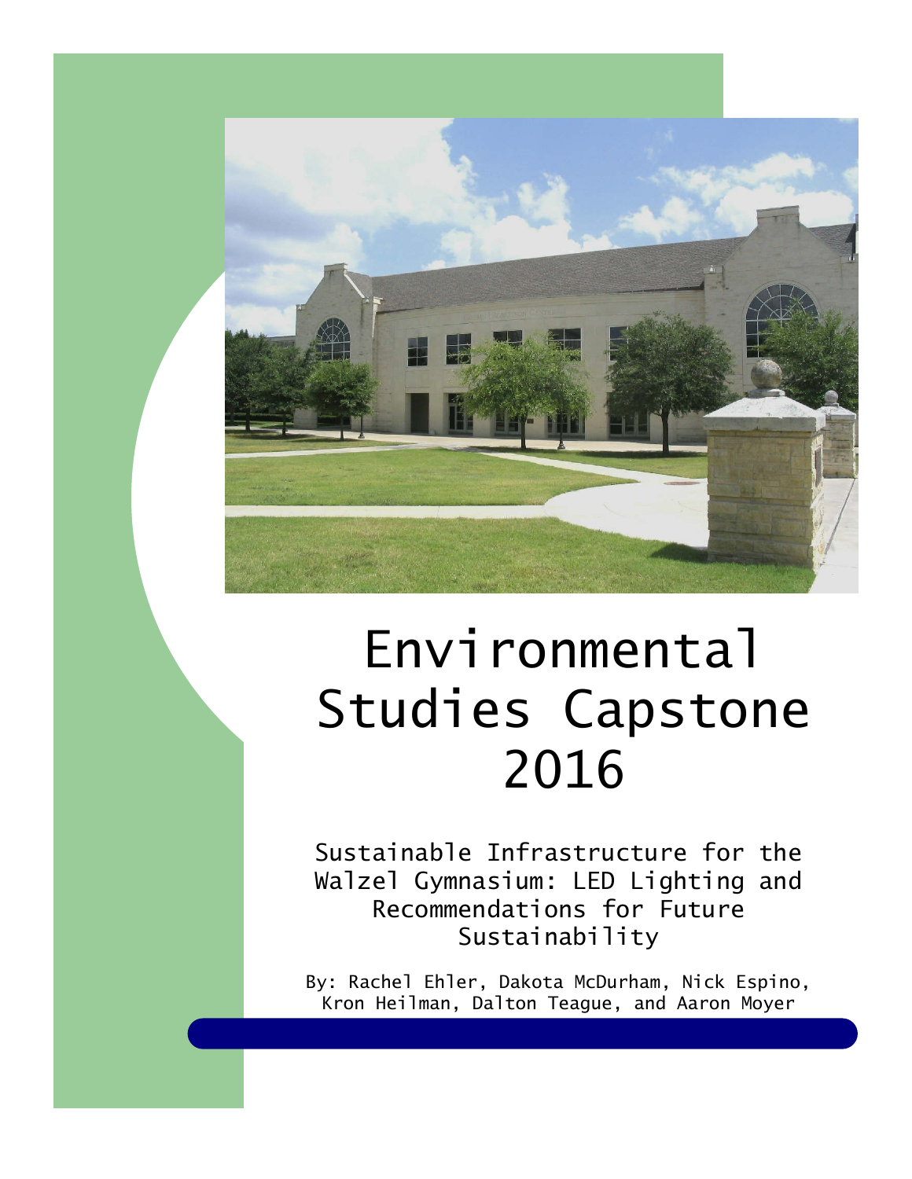# Environmental Studies Capstone 2016

## Sustainable Infrastructure for the Walzel Gymnasium: LED Lighting and Recommendations for Future Sustainability

By: Rachel Ehler, Dakota McDurham, Nick Espino, Kron Heilman, Dalton Teague, and Aaron Moyer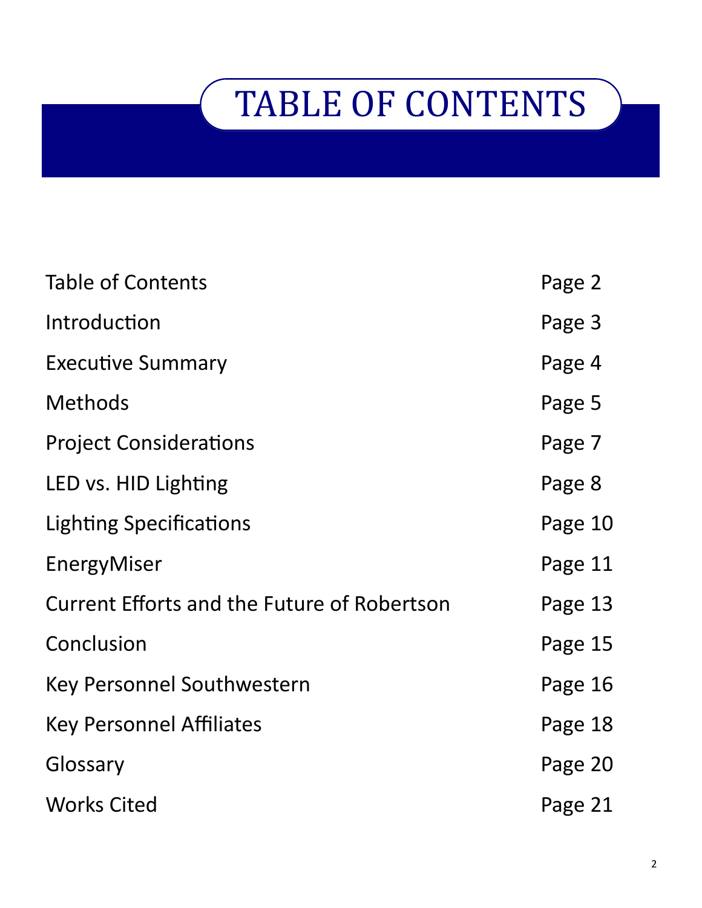# TABLE OF CONTENTS

| | |
|---|---|
| Table of Contents | Page 2 |
| Introduction | Page 3 |
| Executive Summary | Page 4 |
| Methods | Page 5 |
| Project Considerations | Page 7 |
| LED vs. HID Lighting | Page 8 |
| Lighting Specifications | Page 10 |
| EnergyMiser | Page 11 |
| Current Efforts and the Future of Robertson | Page 13 |
| Conclusion | Page 15 |
| Key Personnel Southwestern | Page 16 |
| Key Personnel Affiliates | Page 18 |
| Glossary | Page 20 |
| Works Cited | Page 21 |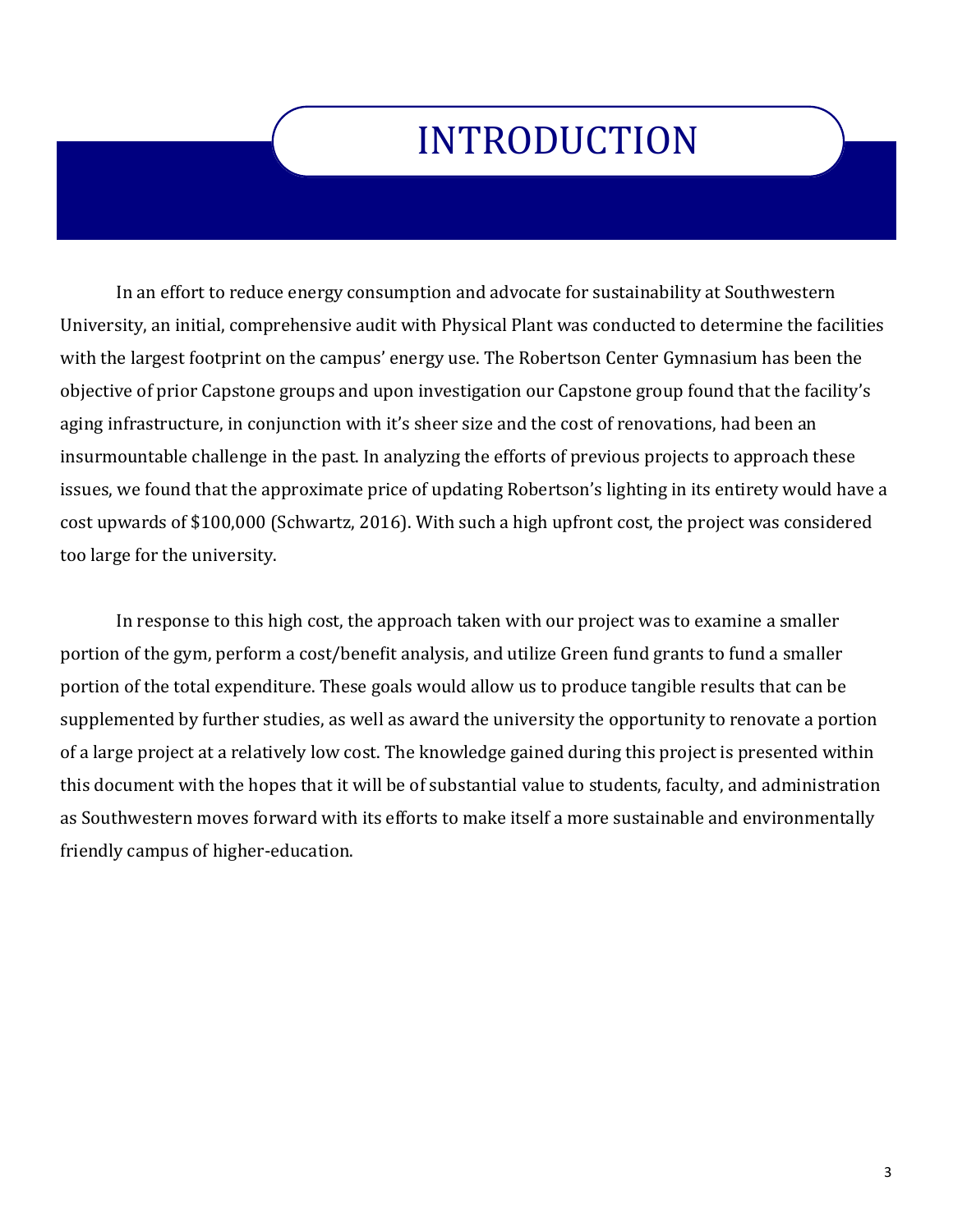# INTRODUCTION

In an effort to reduce energy consumption and advocate for sustainability at Southwestern University, an initial, comprehensive audit with Physical Plant was conducted to determine the facilities with the largest footprint on the campus' energy use. The Robertson Center Gymnasium has been the objective of prior Capstone groups and upon investigation our Capstone group found that the facility's aging infrastructure, in conjunction with it's sheer size and the cost of renovations, had been an insurmountable challenge in the past. In analyzing the efforts of previous projects to approach these issues, we found that the approximate price of updating Robertson's lighting in its entirety would have a cost upwards of $100,000 (Schwartz, 2016). With such a high upfront cost, the project was considered too large for the university.

In response to this high cost, the approach taken with our project was to examine a smaller portion of the gym, perform a cost/benefit analysis, and utilize Green fund grants to fund a smaller portion of the total expenditure. These goals would allow us to produce tangible results that can be supplemented by further studies, as well as award the university the opportunity to renovate a portion of a large project at a relatively low cost. The knowledge gained during this project is presented within this document with the hopes that it will be of substantial value to students, faculty, and administration as Southwestern moves forward with its efforts to make itself a more sustainable and environmentally friendly campus of higher-education.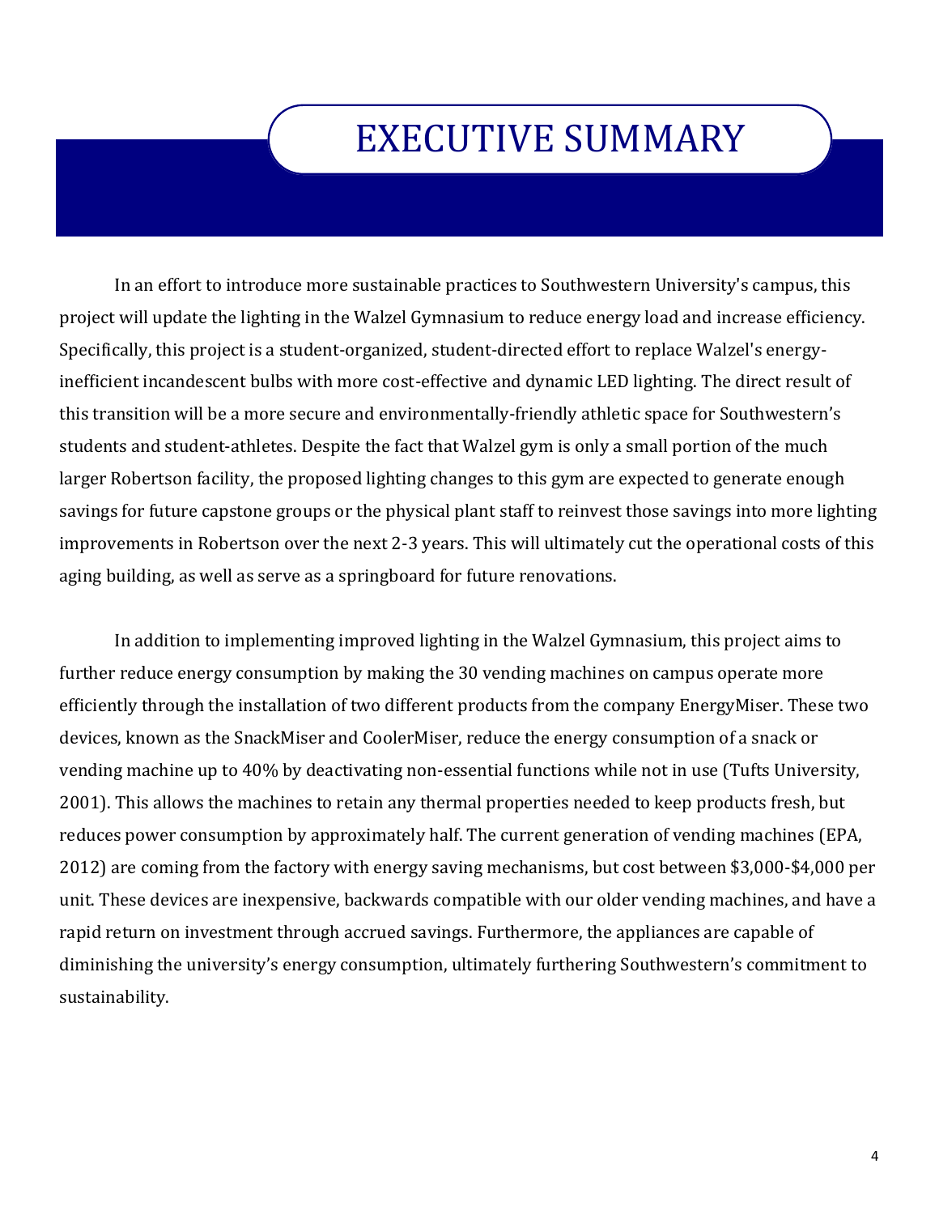# EXECUTIVE SUMMARY

In an effort to introduce more sustainable practices to Southwestern University's campus, this project will update the lighting in the Walzel Gymnasium to reduce energy load and increase efficiency. Specifically, this project is a student-organized, student-directed effort to replace Walzel's energy-inefficient incandescent bulbs with more cost-effective and dynamic LED lighting. The direct result of this transition will be a more secure and environmentally-friendly athletic space for Southwestern's students and student-athletes. Despite the fact that Walzel gym is only a small portion of the much larger Robertson facility, the proposed lighting changes to this gym are expected to generate enough savings for future capstone groups or the physical plant staff to reinvest those savings into more lighting improvements in Robertson over the next 2-3 years. This will ultimately cut the operational costs of this aging building, as well as serve as a springboard for future renovations.

In addition to implementing improved lighting in the Walzel Gymnasium, this project aims to further reduce energy consumption by making the 30 vending machines on campus operate more efficiently through the installation of two different products from the company EnergyMiser. These two devices, known as the SnackMiser and CoolerMiser, reduce the energy consumption of a snack or vending machine up to 40% by deactivating non-essential functions while not in use (Tufts University, 2001). This allows the machines to retain any thermal properties needed to keep products fresh, but reduces power consumption by approximately half. The current generation of vending machines (EPA, 2012) are coming from the factory with energy saving mechanisms, but cost between $3,000-$4,000 per unit. These devices are inexpensive, backwards compatible with our older vending machines, and have a rapid return on investment through accrued savings. Furthermore, the appliances are capable of diminishing the university's energy consumption, ultimately furthering Southwestern's commitment to sustainability.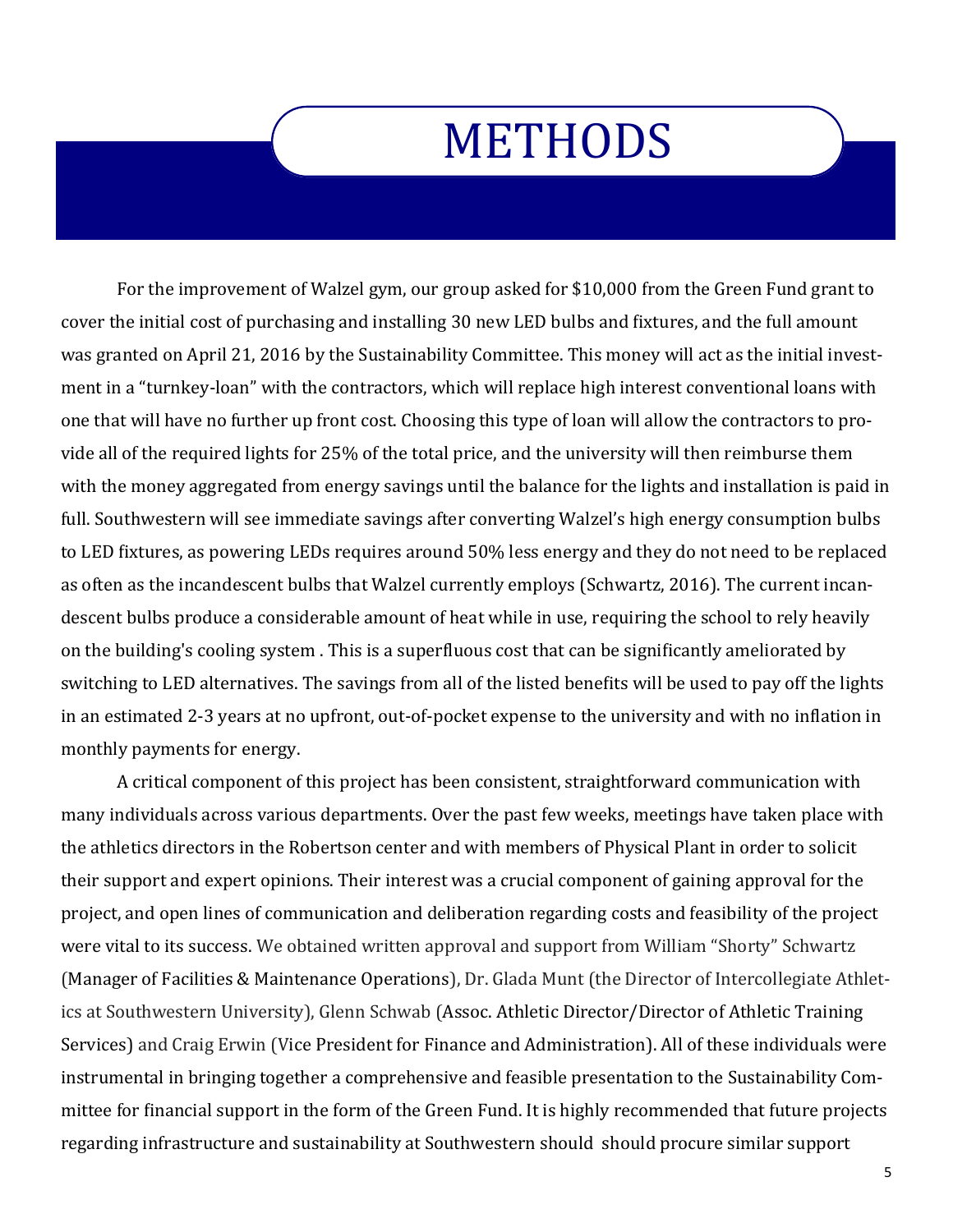# METHODS

For the improvement of Walzel gym, our group asked for $10,000 from the Green Fund grant to cover the initial cost of purchasing and installing 30 new LED bulbs and fixtures, and the full amount was granted on April 21, 2016 by the Sustainability Committee. This money will act as the initial investment in a "turnkey-loan" with the contractors, which will replace high interest conventional loans with one that will have no further up front cost. Choosing this type of loan will allow the contractors to provide all of the required lights for 25% of the total price, and the university will then reimburse them with the money aggregated from energy savings until the balance for the lights and installation is paid in full. Southwestern will see immediate savings after converting Walzel's high energy consumption bulbs to LED fixtures, as powering LEDs requires around 50% less energy and they do not need to be replaced as often as the incandescent bulbs that Walzel currently employs (Schwartz, 2016). The current incandescent bulbs produce a considerable amount of heat while in use, requiring the school to rely heavily on the building's cooling system . This is a superfluous cost that can be significantly ameliorated by switching to LED alternatives. The savings from all of the listed benefits will be used to pay off the lights in an estimated 2-3 years at no upfront, out-of-pocket expense to the university and with no inflation in monthly payments for energy.

A critical component of this project has been consistent, straightforward communication with many individuals across various departments. Over the past few weeks, meetings have taken place with the athletics directors in the Robertson center and with members of Physical Plant in order to solicit their support and expert opinions. Their interest was a crucial component of gaining approval for the project, and open lines of communication and deliberation regarding costs and feasibility of the project were vital to its success. We obtained written approval and support from William "Shorty" Schwartz (Manager of Facilities & Maintenance Operations), Dr. Glada Munt (the Director of Intercollegiate Athletics at Southwestern University), Glenn Schwab (Assoc. Athletic Director/Director of Athletic Training Services) and Craig Erwin (Vice President for Finance and Administration). All of these individuals were instrumental in bringing together a comprehensive and feasible presentation to the Sustainability Committee for financial support in the form of the Green Fund. It is highly recommended that future projects regarding infrastructure and sustainability at Southwestern should should procure similar support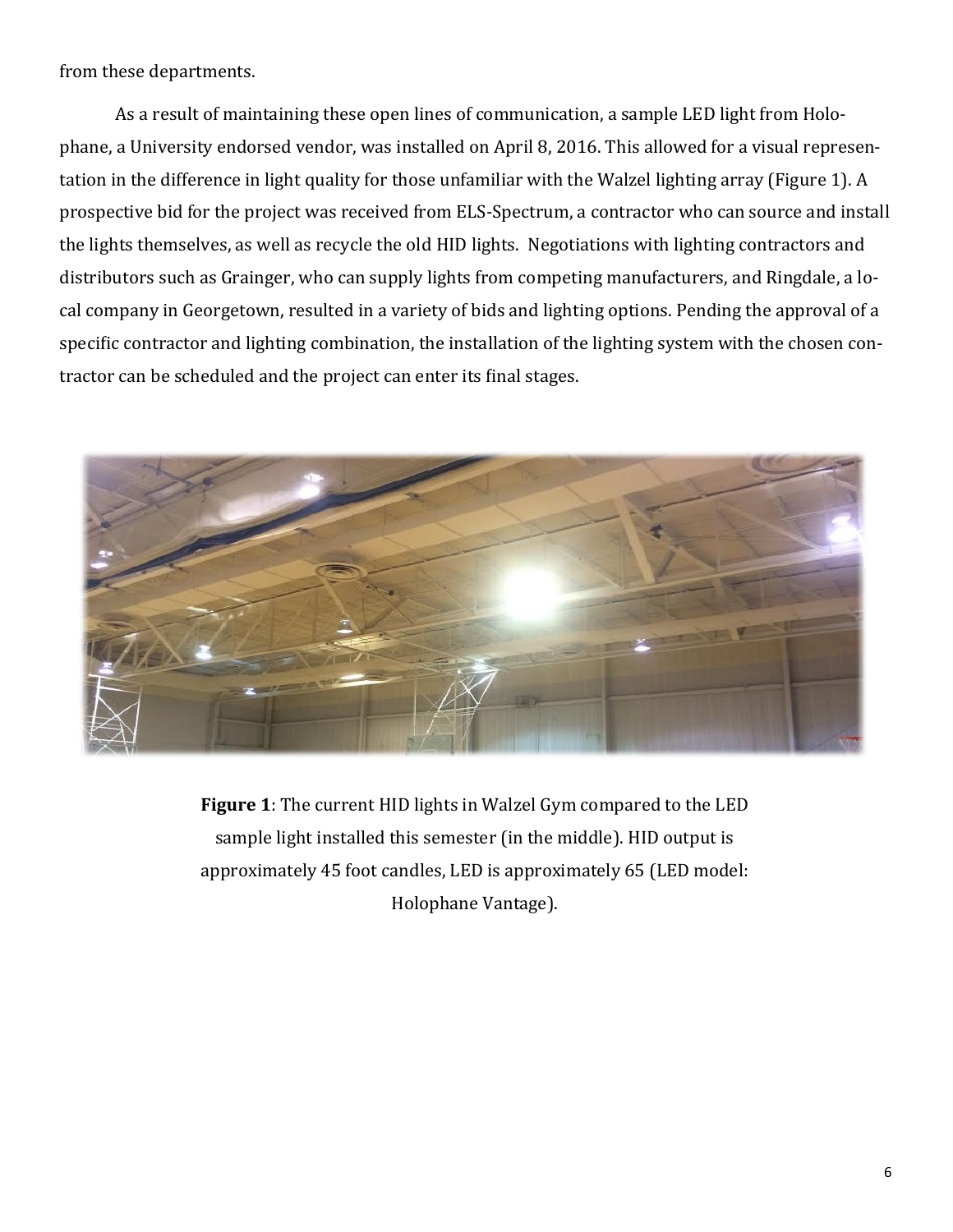from these departments.

As a result of maintaining these open lines of communication, a sample LED light from Holophane, a University endorsed vendor, was installed on April 8, 2016. This allowed for a visual representation in the difference in light quality for those unfamiliar with the Walzel lighting array (Figure 1). A prospective bid for the project was received from ELS-Spectrum, a contractor who can source and install the lights themselves, as well as recycle the old HID lights. Negotiations with lighting contractors and distributors such as Grainger, who can supply lights from competing manufacturers, and Ringdale, a local company in Georgetown, resulted in a variety of bids and lighting options. Pending the approval of a specific contractor and lighting combination, the installation of the lighting system with the chosen contractor can be scheduled and the project can enter its final stages.

**Figure 1**: The current HID lights in Walzel Gym compared to the LED sample light installed this semester (in the middle). HID output is approximately 45 foot candles, LED is approximately 65 (LED model: Holophane Vantage).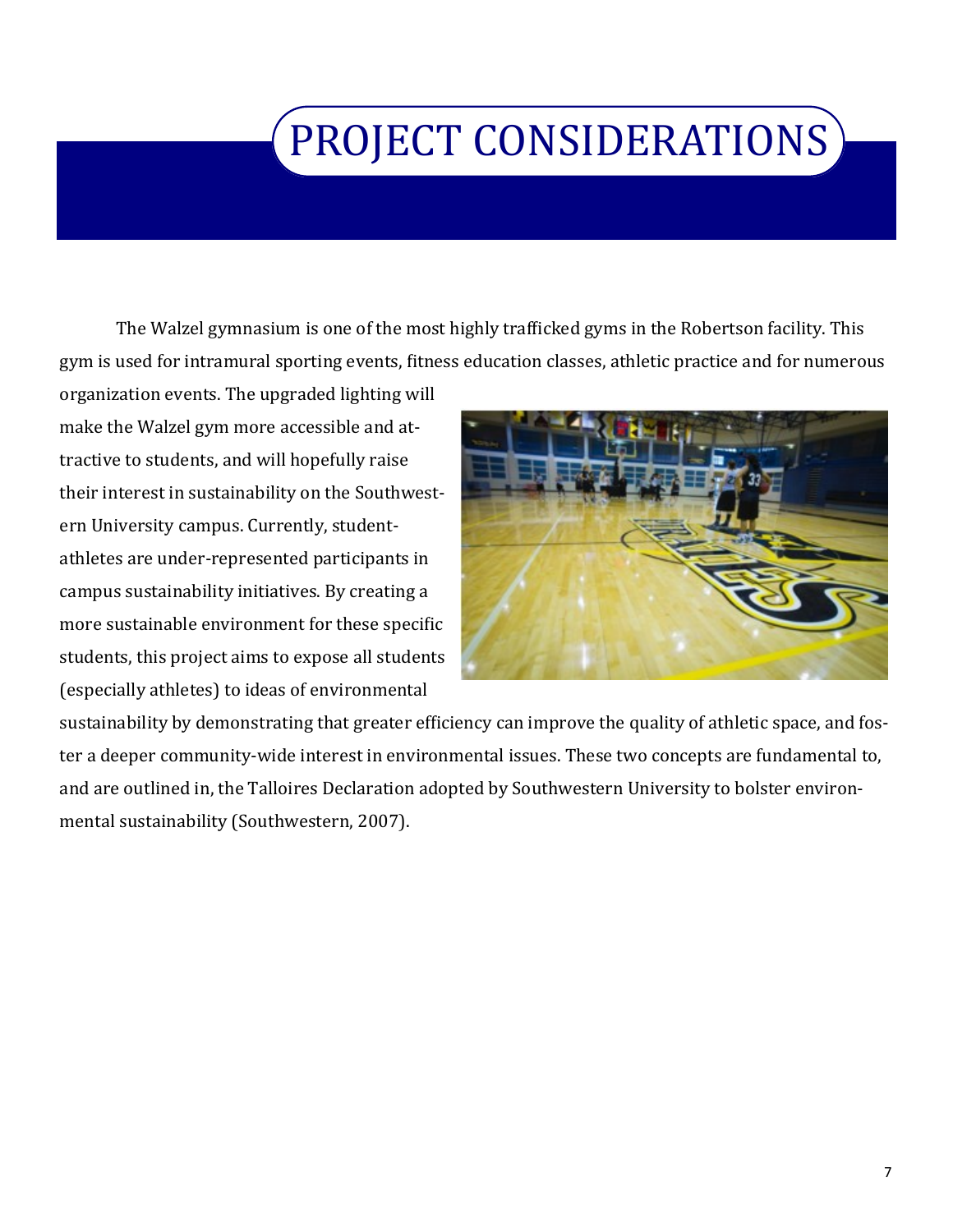# PROJECT CONSIDERATIONS

The Walzel gymnasium is one of the most highly trafficked gyms in the Robertson facility. This gym is used for intramural sporting events, fitness education classes, athletic practice and for numerous organization events. The upgraded lighting will make the Walzel gym more accessible and attractive to students, and will hopefully raise their interest in sustainability on the Southwestern University campus. Currently, student-athletes are under-represented participants in campus sustainability initiatives. By creating a more sustainable environment for these specific students, this project aims to expose all students (especially athletes) to ideas of environmental sustainability by demonstrating that greater efficiency can improve the quality of athletic space, and foster a deeper community-wide interest in environmental issues. These two concepts are fundamental to, and are outlined in, the Talloires Declaration adopted by Southwestern University to bolster environmental sustainability (Southwestern, 2007).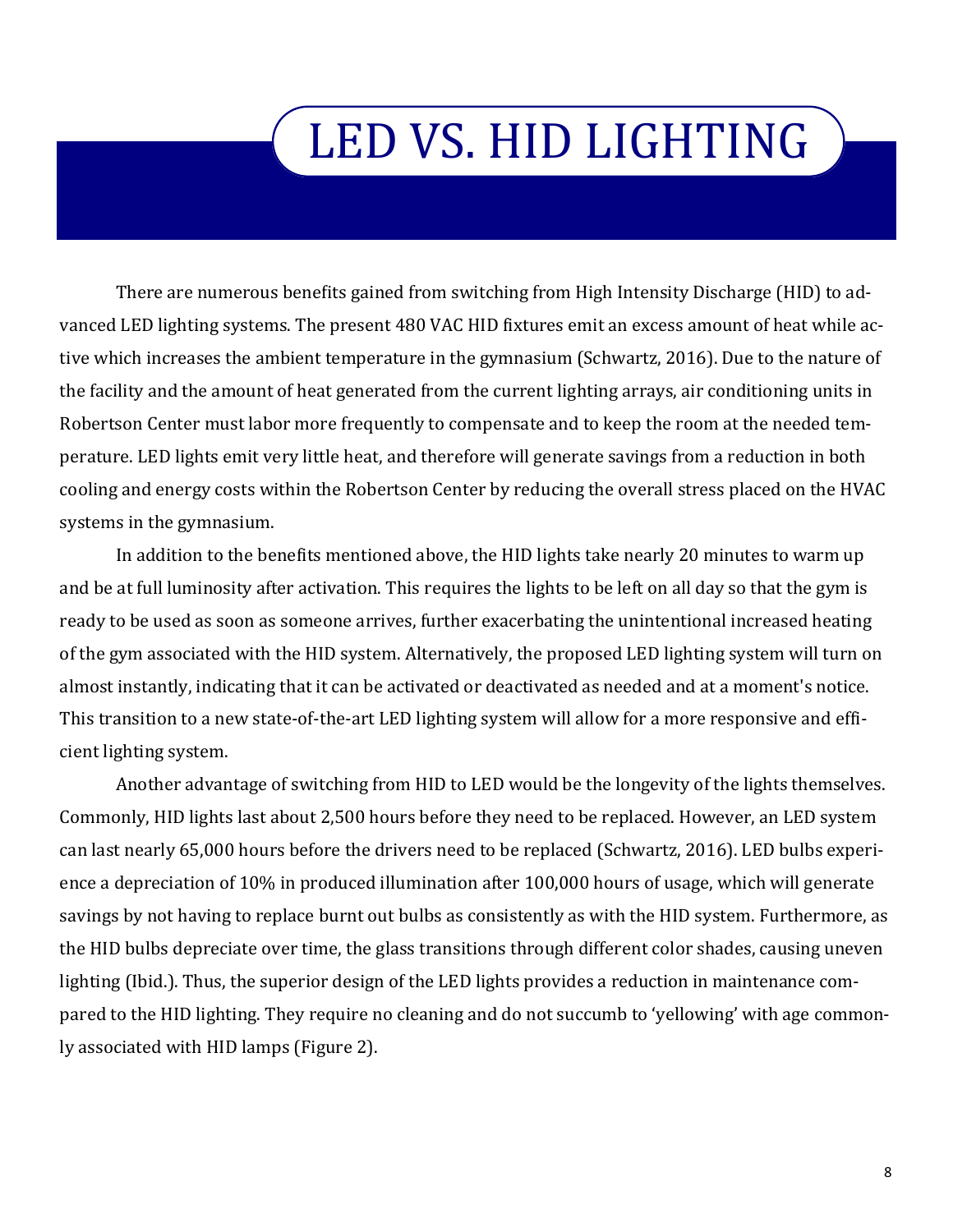# LED VS. HID LIGHTING

There are numerous benefits gained from switching from High Intensity Discharge (HID) to advanced LED lighting systems. The present 480 VAC HID fixtures emit an excess amount of heat while active which increases the ambient temperature in the gymnasium (Schwartz, 2016). Due to the nature of the facility and the amount of heat generated from the current lighting arrays, air conditioning units in Robertson Center must labor more frequently to compensate and to keep the room at the needed temperature. LED lights emit very little heat, and therefore will generate savings from a reduction in both cooling and energy costs within the Robertson Center by reducing the overall stress placed on the HVAC systems in the gymnasium.

In addition to the benefits mentioned above, the HID lights take nearly 20 minutes to warm up and be at full luminosity after activation. This requires the lights to be left on all day so that the gym is ready to be used as soon as someone arrives, further exacerbating the unintentional increased heating of the gym associated with the HID system. Alternatively, the proposed LED lighting system will turn on almost instantly, indicating that it can be activated or deactivated as needed and at a moment's notice. This transition to a new state-of-the-art LED lighting system will allow for a more responsive and efficient lighting system.

Another advantage of switching from HID to LED would be the longevity of the lights themselves. Commonly, HID lights last about 2,500 hours before they need to be replaced. However, an LED system can last nearly 65,000 hours before the drivers need to be replaced (Schwartz, 2016). LED bulbs experience a depreciation of 10% in produced illumination after 100,000 hours of usage, which will generate savings by not having to replace burnt out bulbs as consistently as with the HID system. Furthermore, as the HID bulbs depreciate over time, the glass transitions through different color shades, causing uneven lighting (Ibid.). Thus, the superior design of the LED lights provides a reduction in maintenance compared to the HID lighting. They require no cleaning and do not succumb to 'yellowing' with age commonly associated with HID lamps (Figure 2).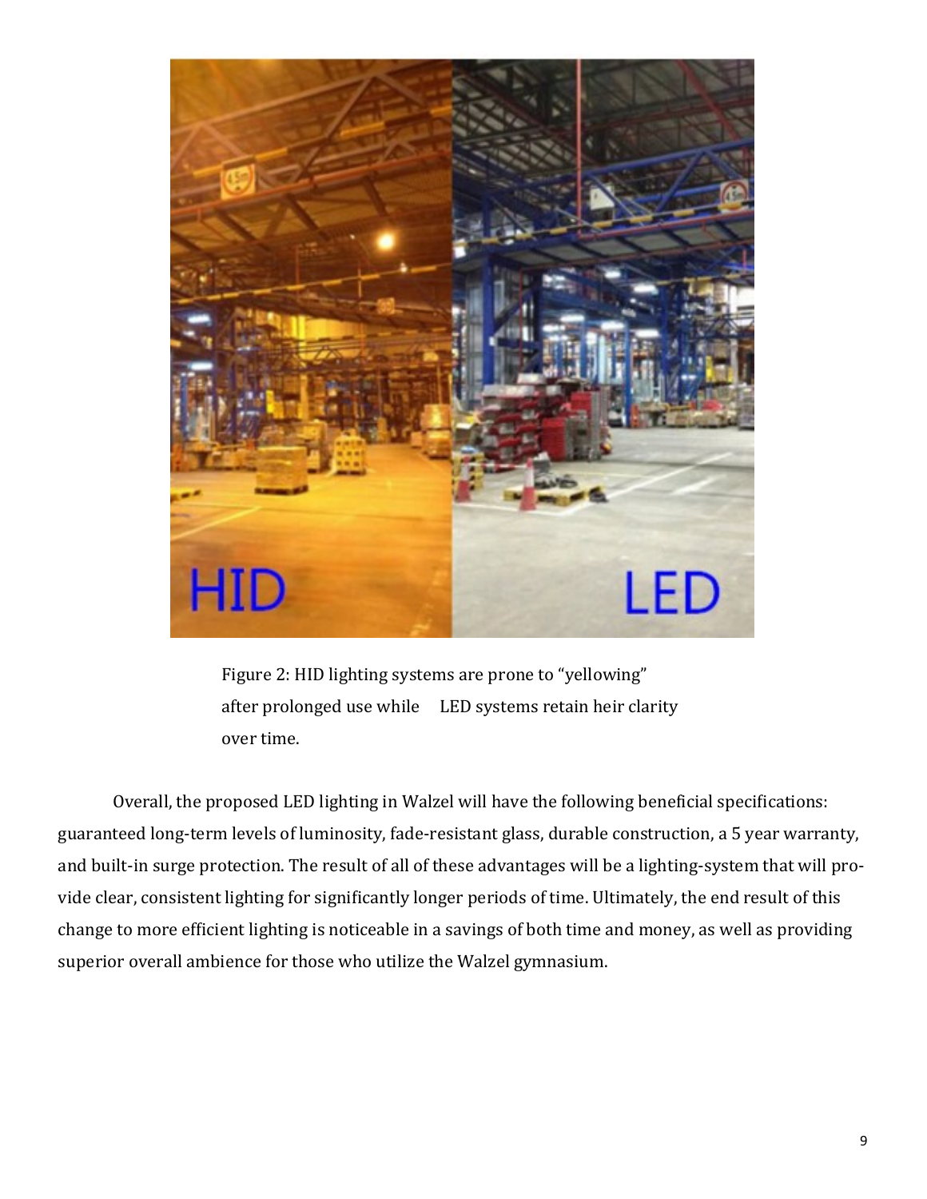Figure 2: HID lighting systems are prone to “yellowing” after prolonged use while LED systems retain heir clarity over time.

Overall, the proposed LED lighting in Walzel will have the following beneficial specifications: guaranteed long-term levels of luminosity, fade-resistant glass, durable construction, a 5 year warranty, and built-in surge protection. The result of all of these advantages will be a lighting-system that will provide clear, consistent lighting for significantly longer periods of time. Ultimately, the end result of this change to more efficient lighting is noticeable in a savings of both time and money, as well as providing superior overall ambience for those who utilize the Walzel gymnasium.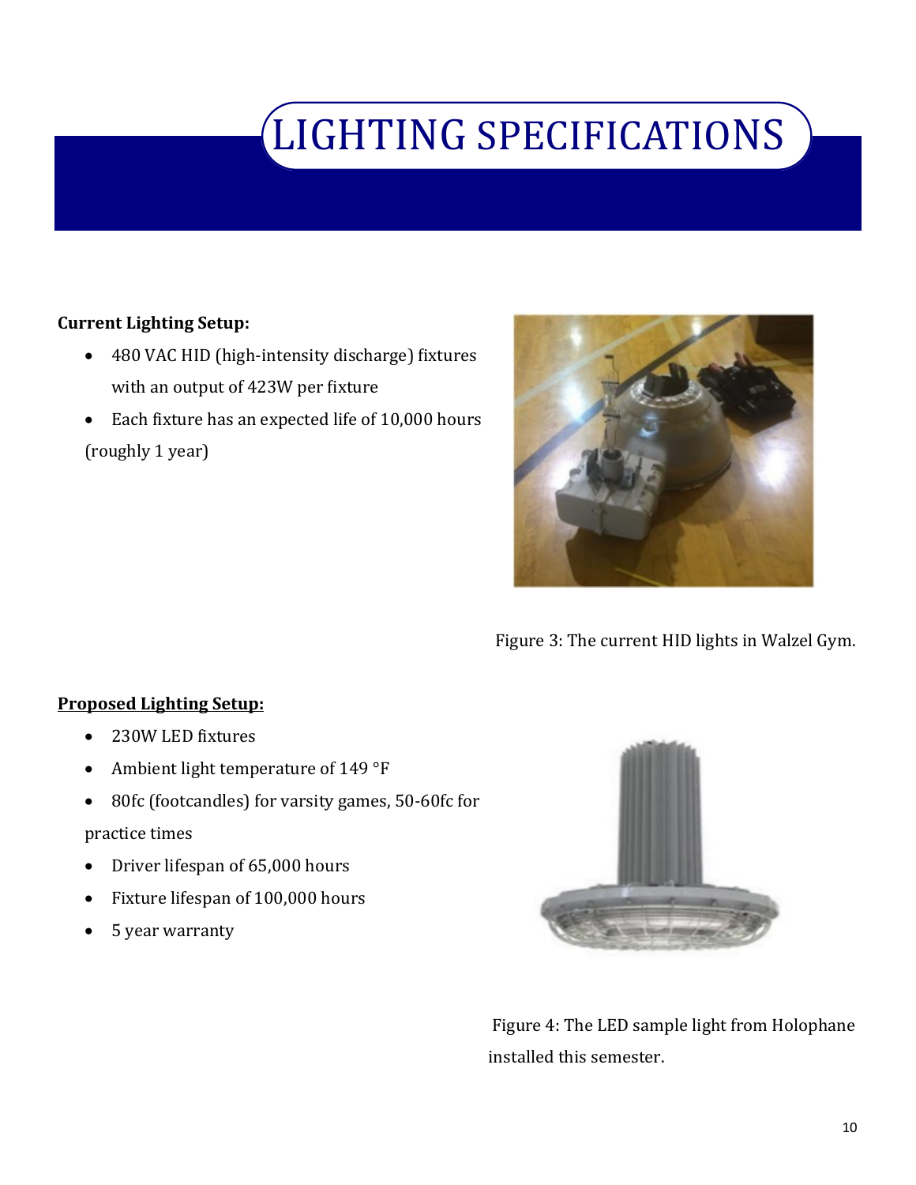# LIGHTING SPECIFICATIONS

**Current Lighting Setup:**

- 480 VAC HID (high-intensity discharge) fixtures with an output of 423W per fixture
- Each fixture has an expected life of 10,000 hours (roughly 1 year)

Figure 3: The current HID lights in Walzel Gym.

**<u>Proposed Lighting Setup:</u>**

- 230W LED fixtures
- Ambient light temperature of 149 °F
- 80fc (footcandles) for varsity games, 50-60fc for practice times
- Driver lifespan of 65,000 hours
- Fixture lifespan of 100,000 hours
- 5 year warranty

Figure 4: The LED sample light from Holophane installed this semester.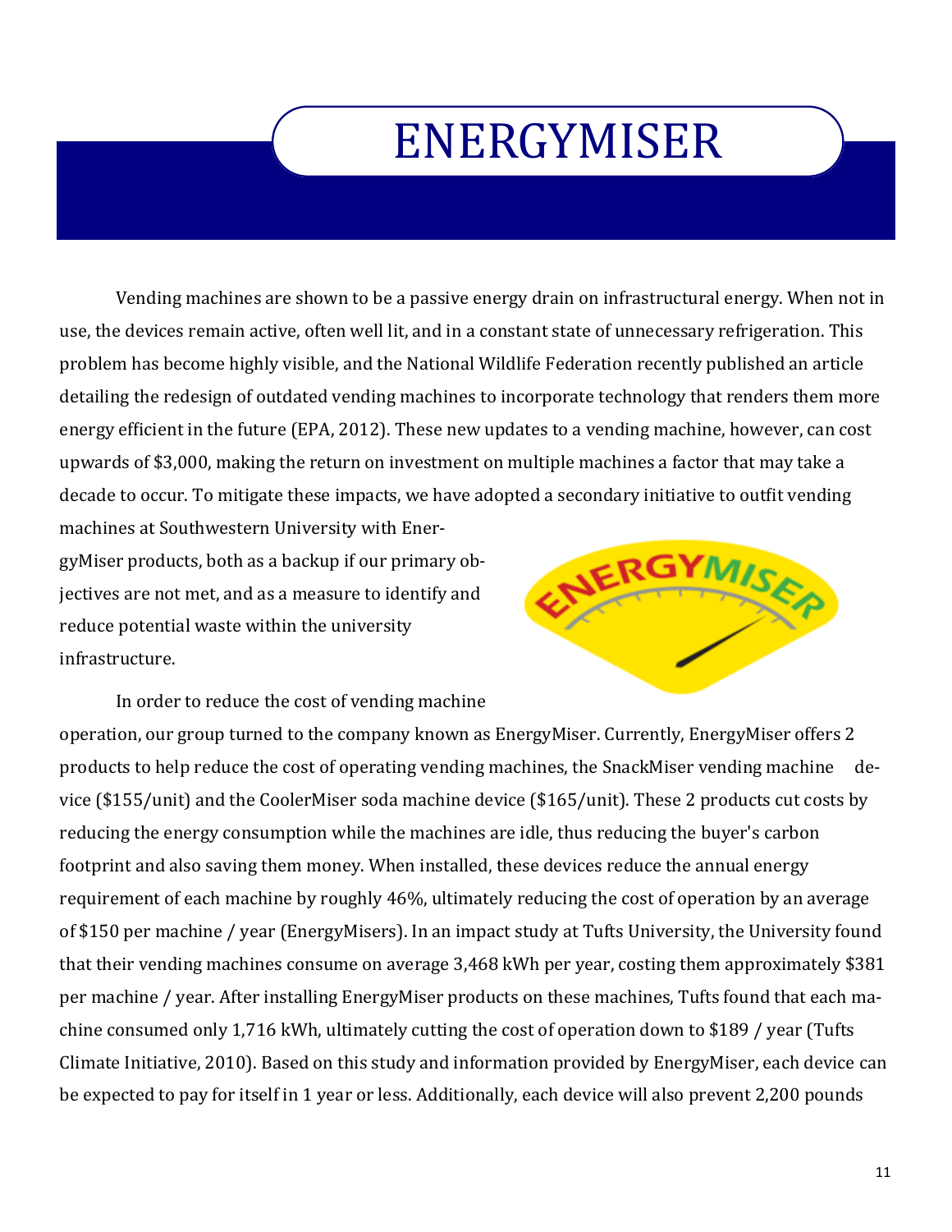# ENERGYMISER

Vending machines are shown to be a passive energy drain on infrastructural energy. When not in use, the devices remain active, often well lit, and in a constant state of unnecessary refrigeration. This problem has become highly visible, and the National Wildlife Federation recently published an article detailing the redesign of outdated vending machines to incorporate technology that renders them more energy efficient in the future (EPA, 2012). These new updates to a vending machine, however, can cost upwards of $3,000, making the return on investment on multiple machines a factor that may take a decade to occur. To mitigate these impacts, we have adopted a secondary initiative to outfit vending machines at Southwestern University with EnergyMiser products, both as a backup if our primary objectives are not met, and as a measure to identify and reduce potential waste within the university infrastructure.

In order to reduce the cost of vending machine operation, our group turned to the company known as EnergyMiser. Currently, EnergyMiser offers 2 products to help reduce the cost of operating vending machines, the SnackMiser vending machine device ($155/unit) and the CoolerMiser soda machine device ($165/unit). These 2 products cut costs by reducing the energy consumption while the machines are idle, thus reducing the buyer's carbon footprint and also saving them money. When installed, these devices reduce the annual energy requirement of each machine by roughly 46%, ultimately reducing the cost of operation by an average of $150 per machine / year (EnergyMisers). In an impact study at Tufts University, the University found that their vending machines consume on average 3,468 kWh per year, costing them approximately $381 per machine / year. After installing EnergyMiser products on these machines, Tufts found that each machine consumed only 1,716 kWh, ultimately cutting the cost of operation down to $189 / year (Tufts Climate Initiative, 2010). Based on this study and information provided by EnergyMiser, each device can be expected to pay for itself in 1 year or less. Additionally, each device will also prevent 2,200 pounds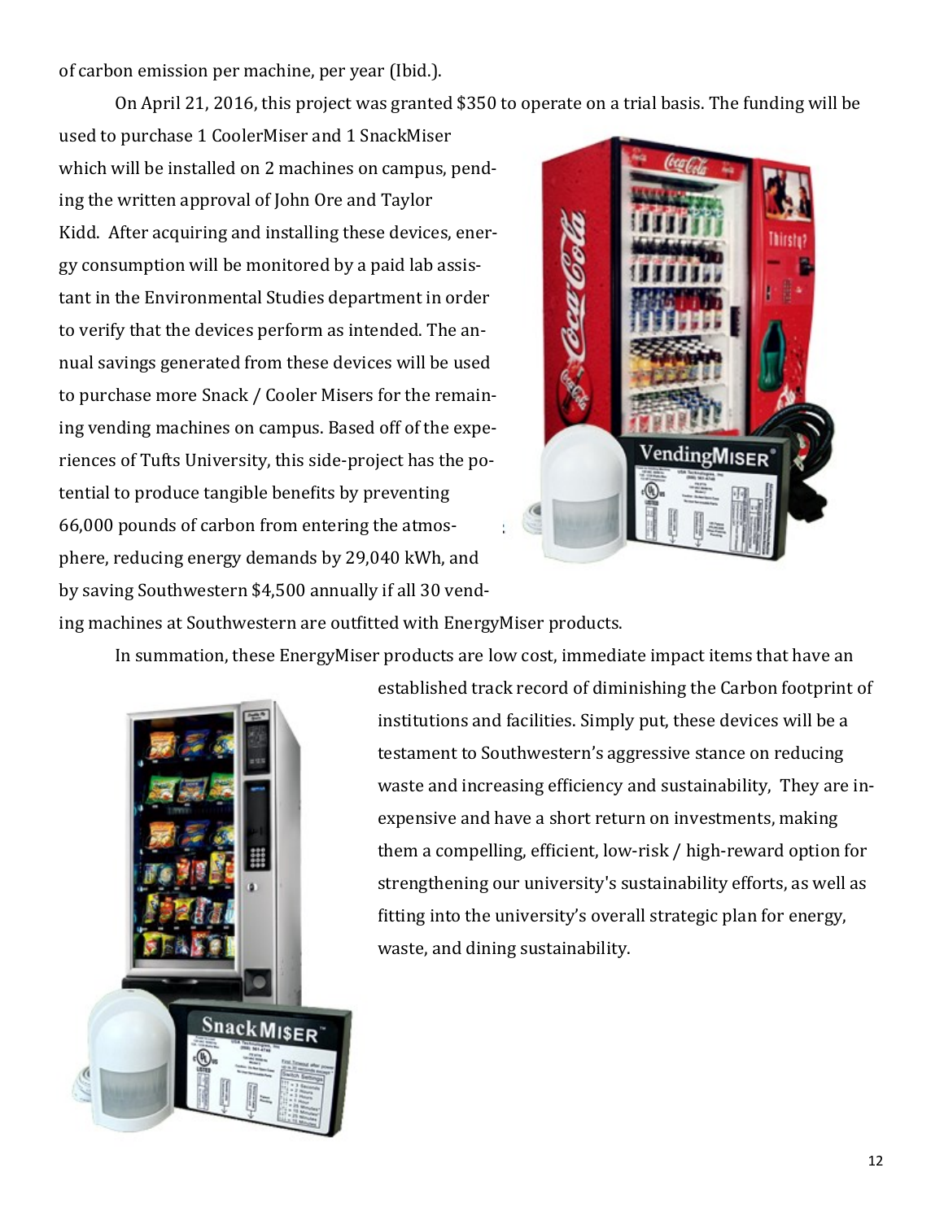of carbon emission per machine, per year (Ibid.).

On April 21, 2016, this project was granted $350 to operate on a trial basis. The funding will be used to purchase 1 CoolerMiser and 1 SnackMiser which will be installed on 2 machines on campus, pending the written approval of John Ore and Taylor Kidd. After acquiring and installing these devices, energy consumption will be monitored by a paid lab assistant in the Environmental Studies department in order to verify that the devices perform as intended. The annual savings generated from these devices will be used to purchase more Snack / Cooler Misers for the remaining vending machines on campus. Based off of the experiences of Tufts University, this side-project has the potential to produce tangible benefits by preventing 66,000 pounds of carbon from entering the atmosphere, reducing energy demands by 29,040 kWh, and by saving Southwestern $4,500 annually if all 30 vending machines at Southwestern are outfitted with EnergyMiser products.

In summation, these EnergyMiser products are low cost, immediate impact items that have an established track record of diminishing the Carbon footprint of institutions and facilities. Simply put, these devices will be a testament to Southwestern's aggressive stance on reducing waste and increasing efficiency and sustainability, They are inexpensive and have a short return on investments, making them a compelling, efficient, low-risk / high-reward option for strengthening our university's sustainability efforts, as well as fitting into the university's overall strategic plan for energy, waste, and dining sustainability.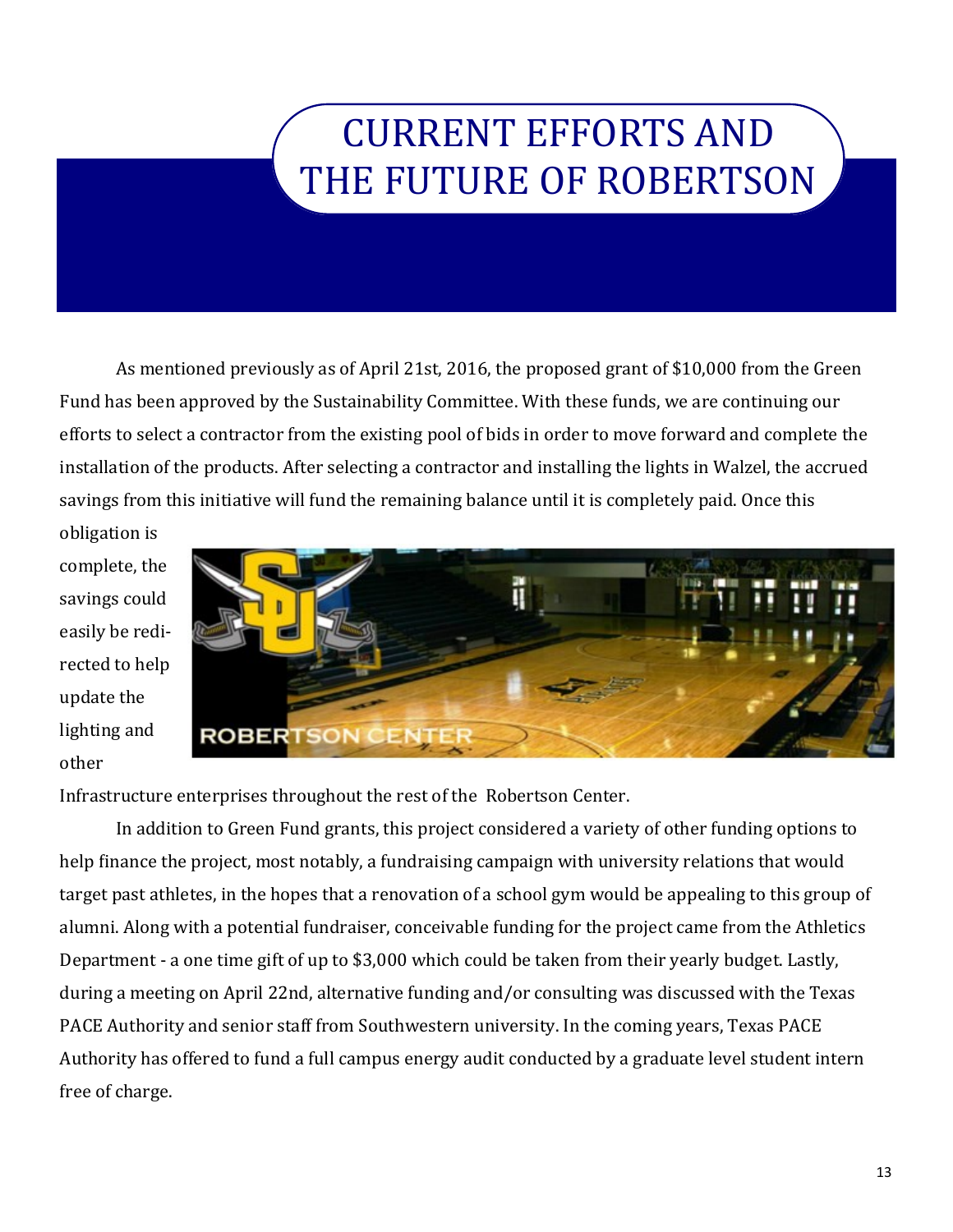# CURRENT EFFORTS AND THE FUTURE OF ROBERTSON

As mentioned previously as of April 21st, 2016, the proposed grant of $10,000 from the Green Fund has been approved by the Sustainability Committee. With these funds, we are continuing our efforts to select a contractor from the existing pool of bids in order to move forward and complete the installation of the products. After selecting a contractor and installing the lights in Walzel, the accrued savings from this initiative will fund the remaining balance until it is completely paid. Once this obligation is complete, the savings could easily be redirected to help update the lighting and other Infrastructure enterprises throughout the rest of the Robertson Center.

In addition to Green Fund grants, this project considered a variety of other funding options to help finance the project, most notably, a fundraising campaign with university relations that would target past athletes, in the hopes that a renovation of a school gym would be appealing to this group of alumni. Along with a potential fundraiser, conceivable funding for the project came from the Athletics Department - a one time gift of up to $3,000 which could be taken from their yearly budget. Lastly, during a meeting on April 22nd, alternative funding and/or consulting was discussed with the Texas PACE Authority and senior staff from Southwestern university. In the coming years, Texas PACE Authority has offered to fund a full campus energy audit conducted by a graduate level student intern free of charge.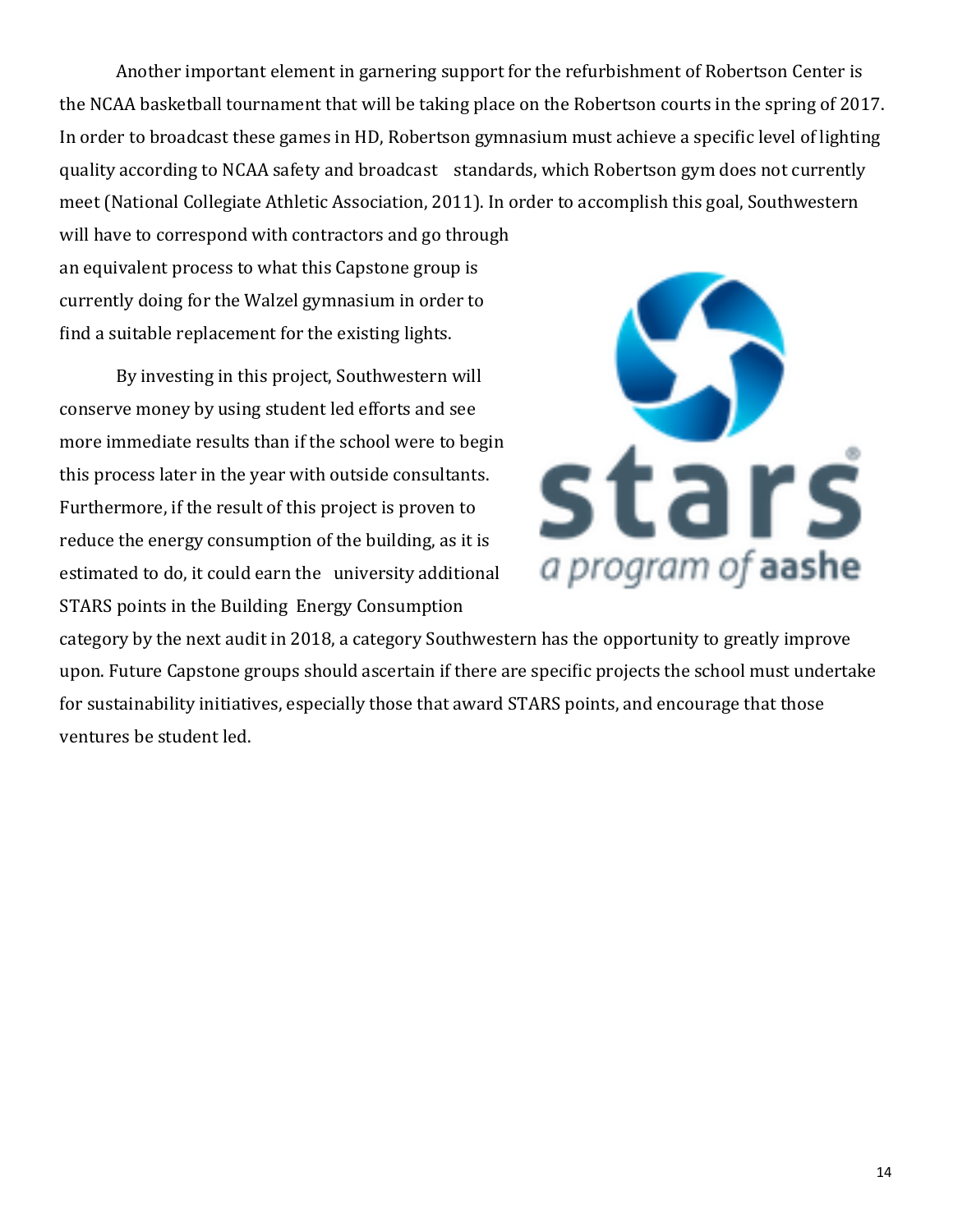Another important element in garnering support for the refurbishment of Robertson Center is the NCAA basketball tournament that will be taking place on the Robertson courts in the spring of 2017. In order to broadcast these games in HD, Robertson gymnasium must achieve a specific level of lighting quality according to NCAA safety and broadcast standards, which Robertson gym does not currently meet (National Collegiate Athletic Association, 2011). In order to accomplish this goal, Southwestern will have to correspond with contractors and go through an equivalent process to what this Capstone group is currently doing for the Walzel gymnasium in order to find a suitable replacement for the existing lights.

By investing in this project, Southwestern will conserve money by using student led efforts and see more immediate results than if the school were to begin this process later in the year with outside consultants. Furthermore, if the result of this project is proven to reduce the energy consumption of the building, as it is estimated to do, it could earn the university additional STARS points in the Building Energy Consumption category by the next audit in 2018, a category Southwestern has the opportunity to greatly improve upon. Future Capstone groups should ascertain if there are specific projects the school must undertake for sustainability initiatives, especially those that award STARS points, and encourage that those ventures be student led.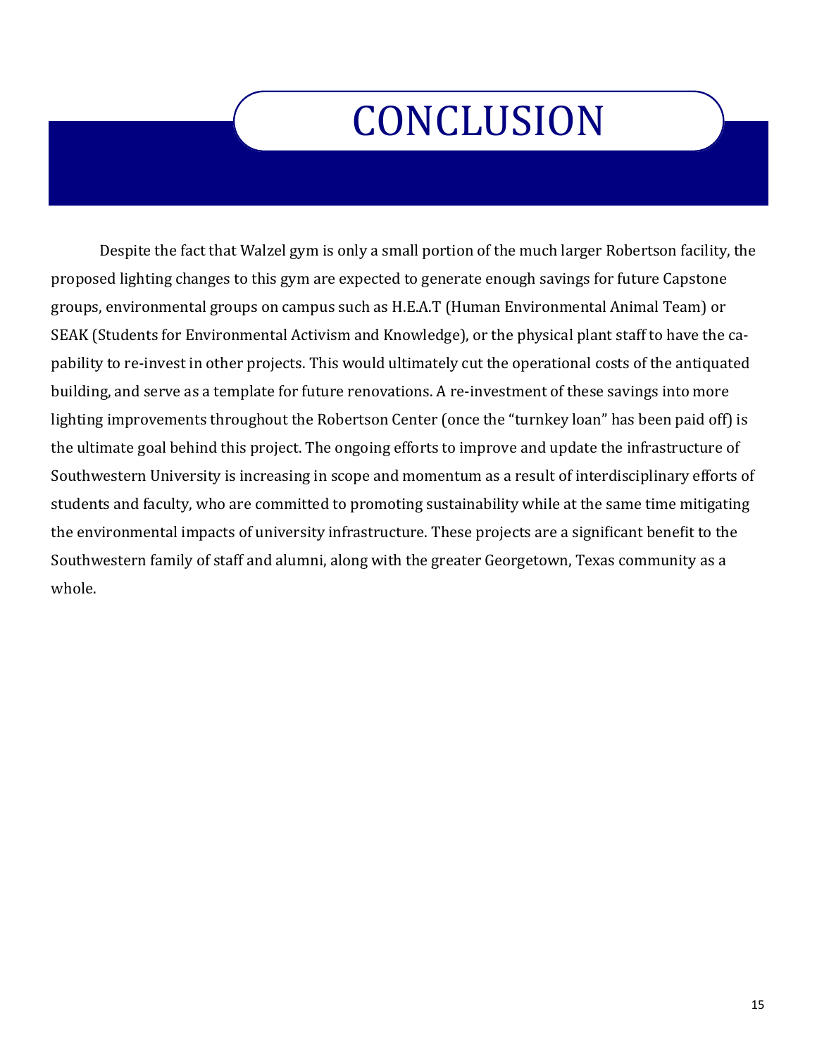# CONCLUSION

Despite the fact that Walzel gym is only a small portion of the much larger Robertson facility, the proposed lighting changes to this gym are expected to generate enough savings for future Capstone groups, environmental groups on campus such as H.E.A.T (Human Environmental Animal Team) or SEAK (Students for Environmental Activism and Knowledge), or the physical plant staff to have the capability to re-invest in other projects. This would ultimately cut the operational costs of the antiquated building, and serve as a template for future renovations. A re-investment of these savings into more lighting improvements throughout the Robertson Center (once the "turnkey loan" has been paid off) is the ultimate goal behind this project. The ongoing efforts to improve and update the infrastructure of Southwestern University is increasing in scope and momentum as a result of interdisciplinary efforts of students and faculty, who are committed to promoting sustainability while at the same time mitigating the environmental impacts of university infrastructure. These projects are a significant benefit to the Southwestern family of staff and alumni, along with the greater Georgetown, Texas community as a whole.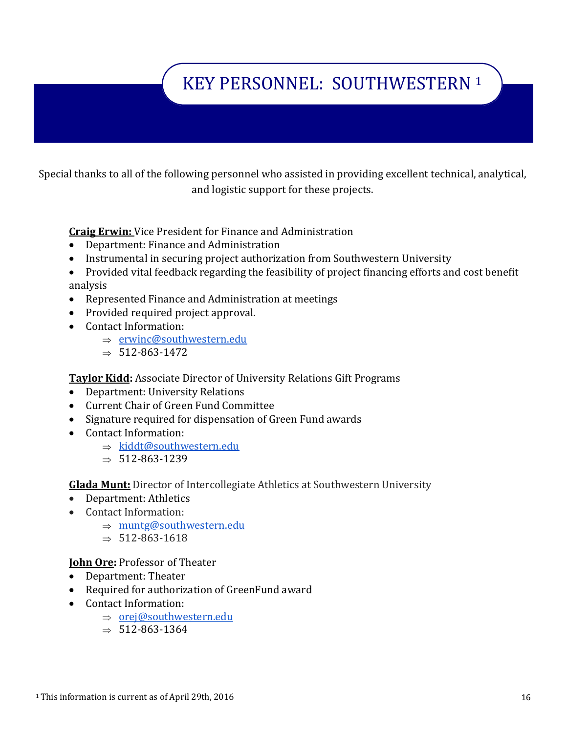# KEY PERSONNEL: SOUTHWESTERN [1]

Special thanks to all of the following personnel who assisted in providing excellent technical, analytical, and logistic support for these projects.

**Craig Erwin:** Vice President for Finance and Administration

- Department: Finance and Administration
- Instrumental in securing project authorization from Southwestern University
- Provided vital feedback regarding the feasibility of project financing efforts and cost benefit analysis
- Represented Finance and Administration at meetings
- Provided required project approval.
- Contact Information:
  - ⇒ erwinc@southwestern.edu
  - ⇒ 512-863-1472

**Taylor Kidd:** Associate Director of University Relations Gift Programs

- Department: University Relations
- Current Chair of Green Fund Committee
- Signature required for dispensation of Green Fund awards
- Contact Information:
  - ⇒ kiddt@southwestern.edu
  - ⇒ 512-863-1239

**Glada Munt:** Director of Intercollegiate Athletics at Southwestern University

- Department: Athletics
- Contact Information:
  - ⇒ muntg@southwestern.edu
  - ⇒ 512-863-1618

**John Ore:** Professor of Theater

- Department: Theater
- Required for authorization of GreenFund award
- Contact Information:
  - ⇒ orej@southwestern.edu
  - ⇒ 512-863-1364

[1] This information is current as of April 29th, 2016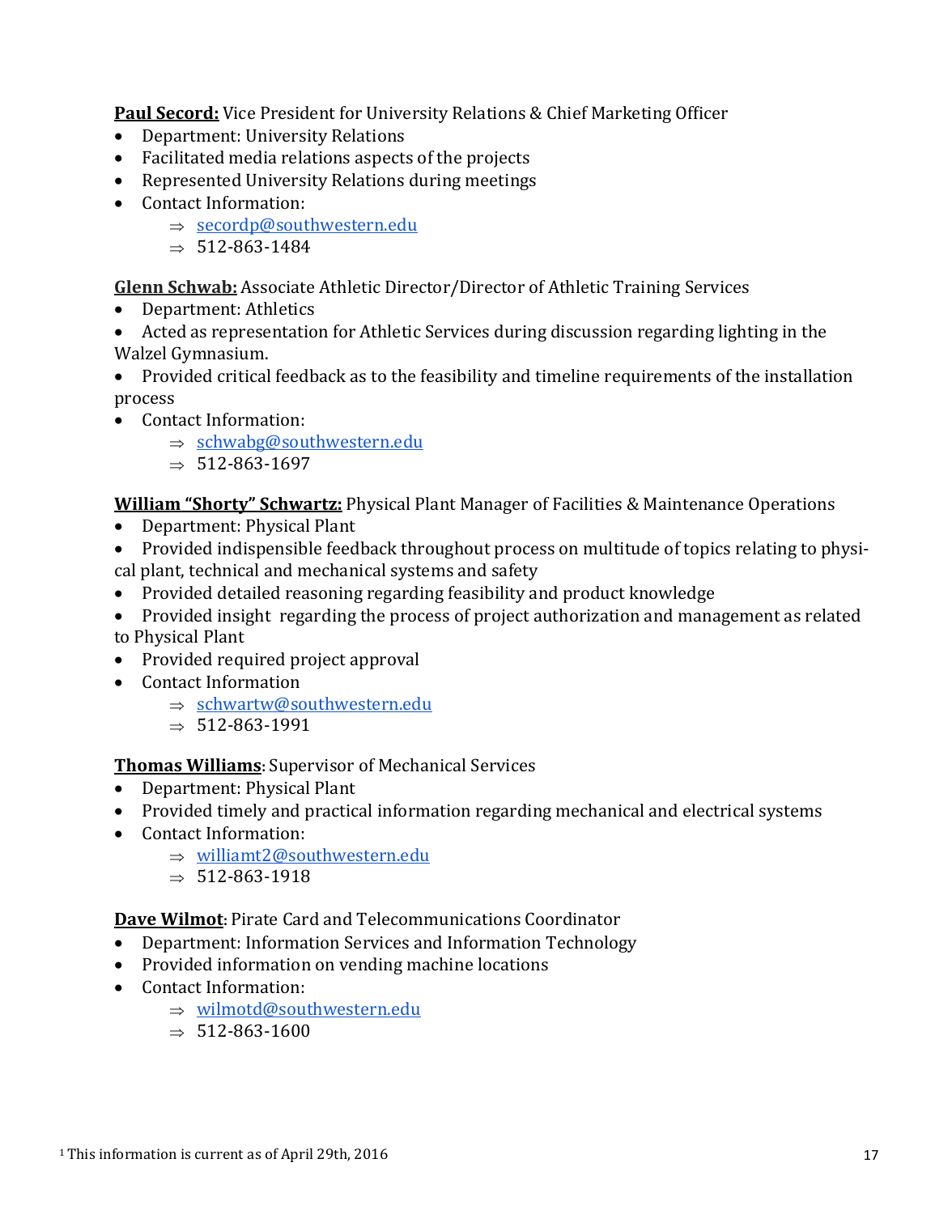**Paul Secord:** Vice President for University Relations & Chief Marketing Officer

- Department: University Relations
- Facilitated media relations aspects of the projects
- Represented University Relations during meetings
- Contact Information:
  - ⇒ secordp@southwestern.edu
  - ⇒ 512-863-1484

**Glenn Schwab:** Associate Athletic Director/Director of Athletic Training Services

- Department: Athletics
- Acted as representation for Athletic Services during discussion regarding lighting in the Walzel Gymnasium.
- Provided critical feedback as to the feasibility and timeline requirements of the installation process
- Contact Information:
  - ⇒ schwabg@southwestern.edu
  - ⇒ 512-863-1697

**William "Shorty" Schwartz:** Physical Plant Manager of Facilities & Maintenance Operations

- Department: Physical Plant
- Provided indispensible feedback throughout process on multitude of topics relating to physical plant, technical and mechanical systems and safety
- Provided detailed reasoning regarding feasibility and product knowledge
- Provided insight regarding the process of project authorization and management as related to Physical Plant
- Provided required project approval
- Contact Information
  - ⇒ schwartw@southwestern.edu
  - ⇒ 512-863-1991

**Thomas Williams**: Supervisor of Mechanical Services

- Department: Physical Plant
- Provided timely and practical information regarding mechanical and electrical systems
- Contact Information:
  - ⇒ williamt2@southwestern.edu
  - ⇒ 512-863-1918

**Dave Wilmot**: Pirate Card and Telecommunications Coordinator

- Department: Information Services and Information Technology
- Provided information on vending machine locations
- Contact Information:
  - ⇒ wilmotd@southwestern.edu
  - ⇒ 512-863-1600

[1] This information is current as of April 29th, 2016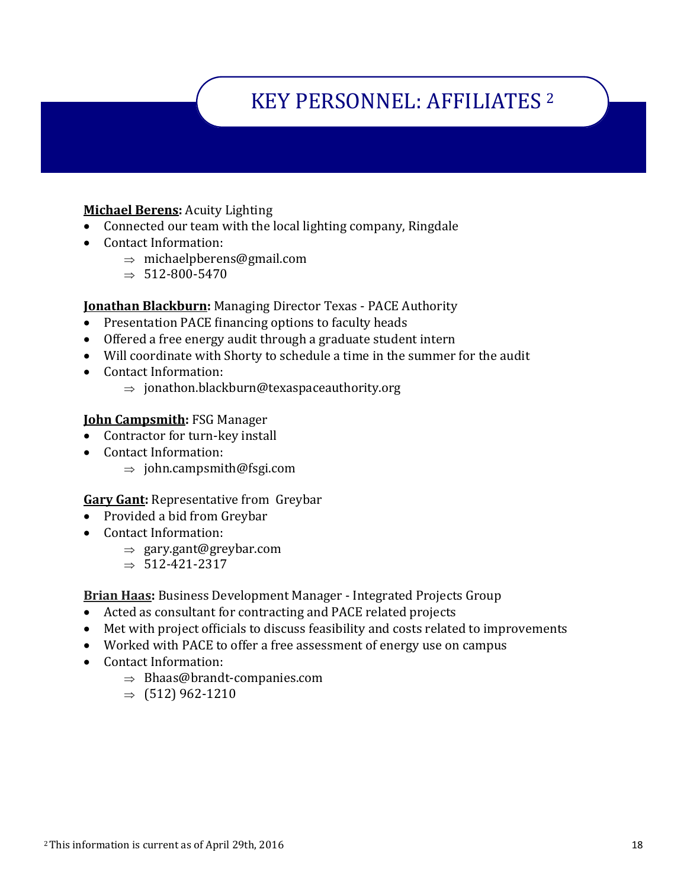# KEY PERSONNEL: AFFILIATES [2]

**Michael Berens:** Acuity Lighting

- Connected our team with the local lighting company, Ringdale
- Contact Information:
  - ⇒ michaelpberens@gmail.com
  - ⇒ 512-800-5470

**Jonathan Blackburn:** Managing Director Texas - PACE Authority

- Presentation PACE financing options to faculty heads
- Offered a free energy audit through a graduate student intern
- Will coordinate with Shorty to schedule a time in the summer for the audit
- Contact Information:
  - ⇒ jonathon.blackburn@texaspaceauthority.org

**John Campsmith:** FSG Manager

- Contractor for turn-key install
- Contact Information:
  - ⇒ john.campsmith@fsgi.com

**Gary Gant:** Representative from Greybar

- Provided a bid from Greybar
- Contact Information:
  - ⇒ gary.gant@greybar.com
  - ⇒ 512-421-2317

**Brian Haas:** Business Development Manager - Integrated Projects Group

- Acted as consultant for contracting and PACE related projects
- Met with project officials to discuss feasibility and costs related to improvements
- Worked with PACE to offer a free assessment of energy use on campus
- Contact Information:
  - ⇒ Bhaas@brandt-companies.com
  - ⇒ (512) 962-1210

[2] This information is current as of April 29th, 2016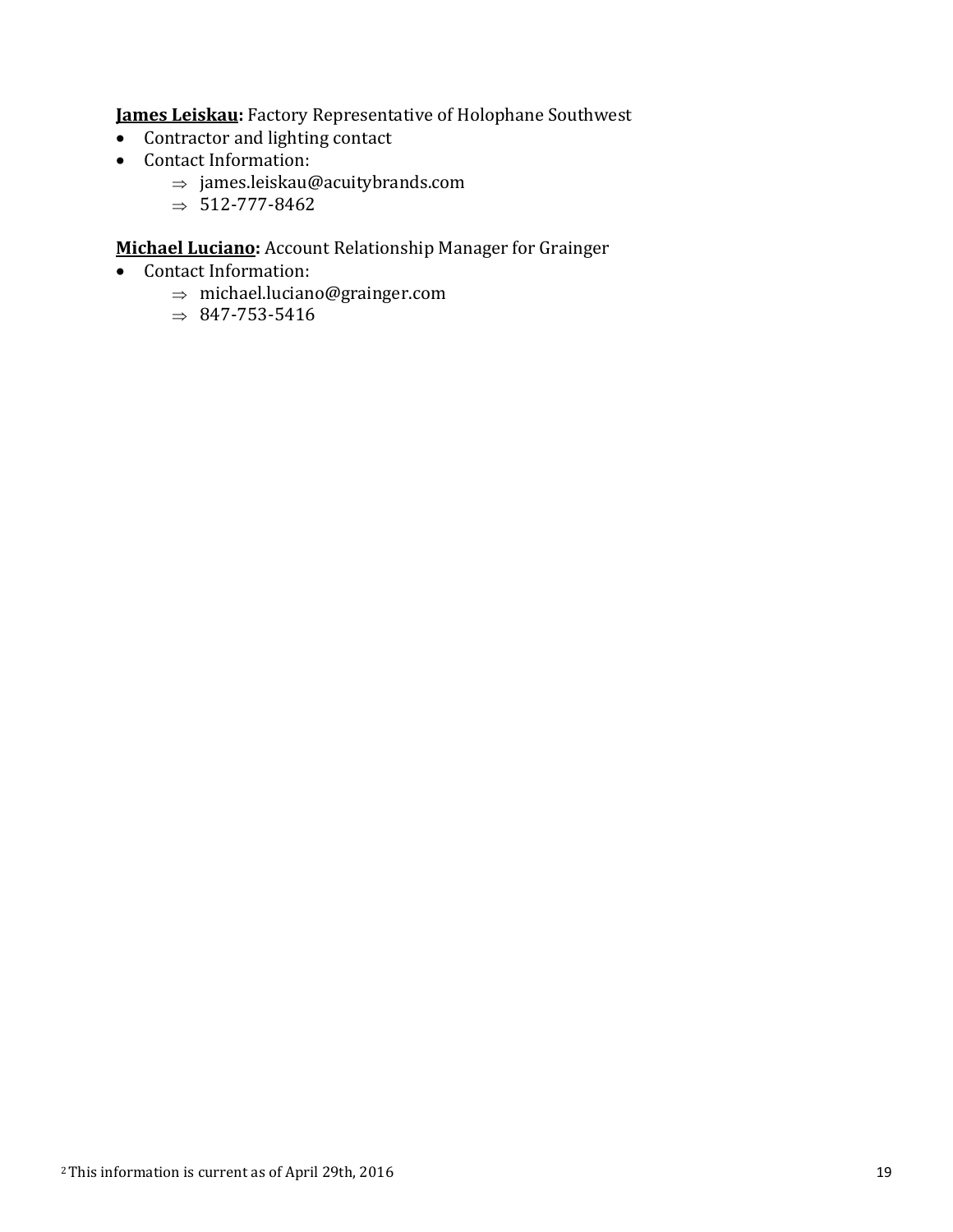**<u>James Leiskau</u>:** Factory Representative of Holophane Southwest

- Contractor and lighting contact
- Contact Information:
  - ⇒ james.leiskau@acuitybrands.com
  - ⇒ 512-777-8462

**<u>Michael Luciano</u>:** Account Relationship Manager for Grainger

- Contact Information:
  - ⇒ michael.luciano@grainger.com
  - ⇒ 847-753-5416

[2] This information is current as of April 29th, 2016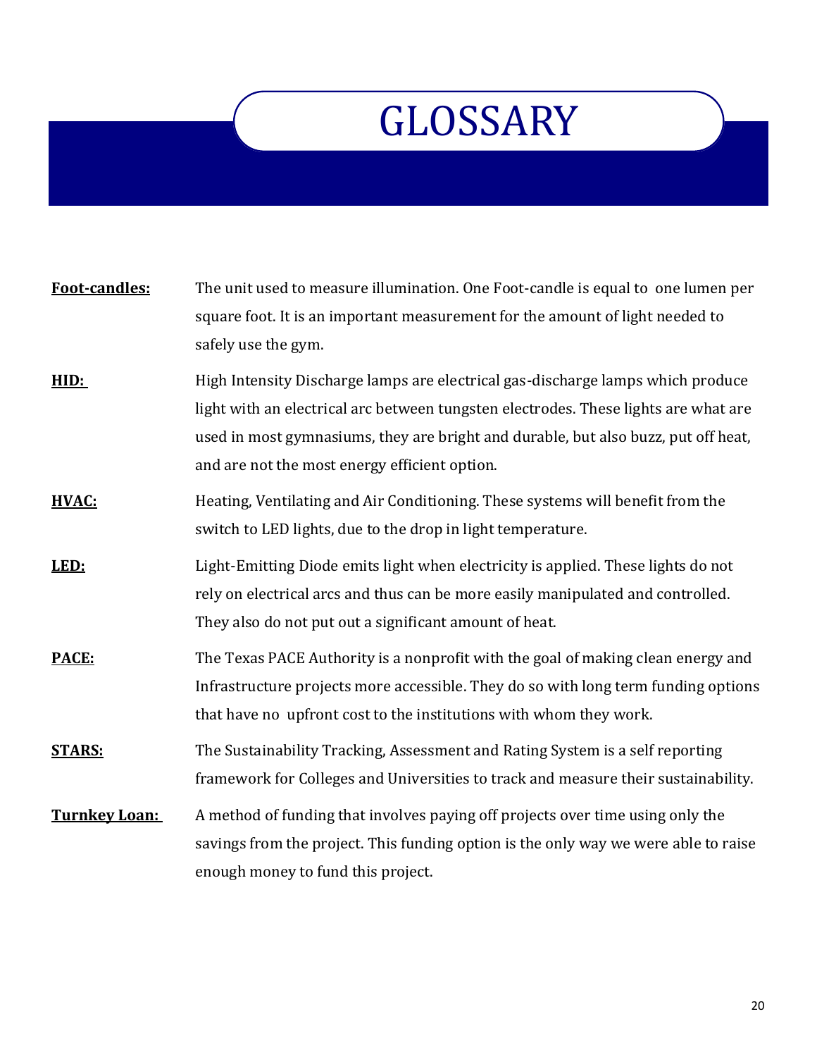# GLOSSARY

**Foot-candles:** The unit used to measure illumination. One Foot-candle is equal to one lumen per square foot. It is an important measurement for the amount of light needed to safely use the gym.

**HID:** High Intensity Discharge lamps are electrical gas-discharge lamps which produce light with an electrical arc between tungsten electrodes. These lights are what are used in most gymnasiums, they are bright and durable, but also buzz, put off heat, and are not the most energy efficient option.

**HVAC:** Heating, Ventilating and Air Conditioning. These systems will benefit from the switch to LED lights, due to the drop in light temperature.

**LED:** Light-Emitting Diode emits light when electricity is applied. These lights do not rely on electrical arcs and thus can be more easily manipulated and controlled. They also do not put out a significant amount of heat.

**PACE:** The Texas PACE Authority is a nonprofit with the goal of making clean energy and Infrastructure projects more accessible. They do so with long term funding options that have no upfront cost to the institutions with whom they work.

**STARS:** The Sustainability Tracking, Assessment and Rating System is a self reporting framework for Colleges and Universities to track and measure their sustainability.

**Turnkey Loan:** A method of funding that involves paying off projects over time using only the savings from the project. This funding option is the only way we were able to raise enough money to fund this project.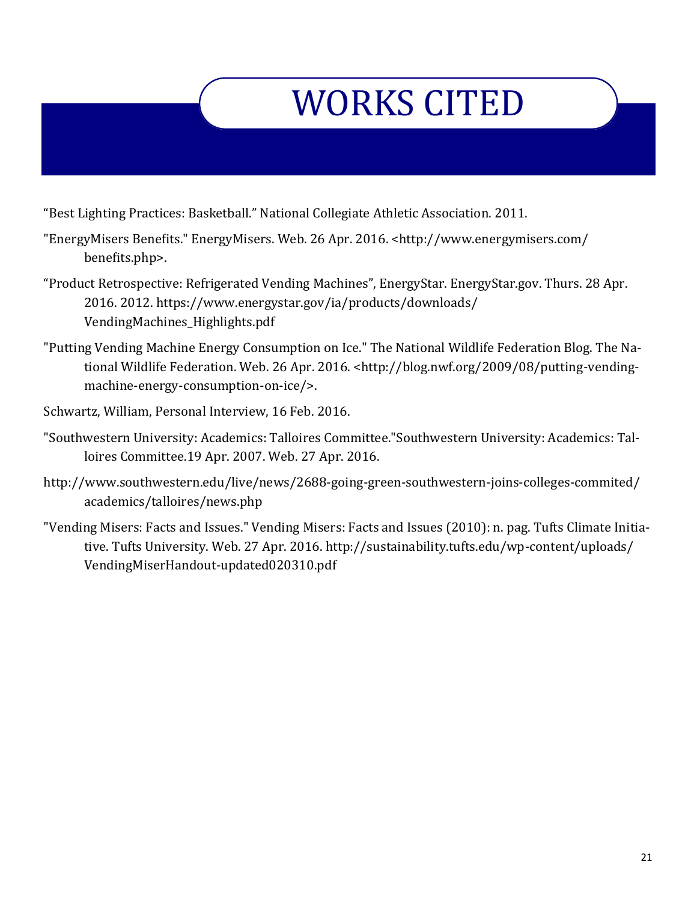# WORKS CITED

“Best Lighting Practices: Basketball.” National Collegiate Athletic Association. 2011.

"EnergyMisers Benefits." EnergyMisers. Web. 26 Apr. 2016. <http://www.energymisers.com/benefits.php>.

“Product Retrospective: Refrigerated Vending Machines”, EnergyStar. EnergyStar.gov. Thurs. 28 Apr. 2016. 2012. https://www.energystar.gov/ia/products/downloads/VendingMachines_Highlights.pdf

"Putting Vending Machine Energy Consumption on Ice." The National Wildlife Federation Blog. The National Wildlife Federation. Web. 26 Apr. 2016. <http://blog.nwf.org/2009/08/putting-vending-machine-energy-consumption-on-ice/>.

Schwartz, William, Personal Interview, 16 Feb. 2016.

"Southwestern University: Academics: Talloires Committee."Southwestern University: Academics: Talloires Committee.19 Apr. 2007. Web. 27 Apr. 2016.

http://www.southwestern.edu/live/news/2688-going-green-southwestern-joins-colleges-commited/academics/talloires/news.php

"Vending Misers: Facts and Issues." Vending Misers: Facts and Issues (2010): n. pag. Tufts Climate Initiative. Tufts University. Web. 27 Apr. 2016. http://sustainability.tufts.edu/wp-content/uploads/VendingMiserHandout-updated020310.pdf